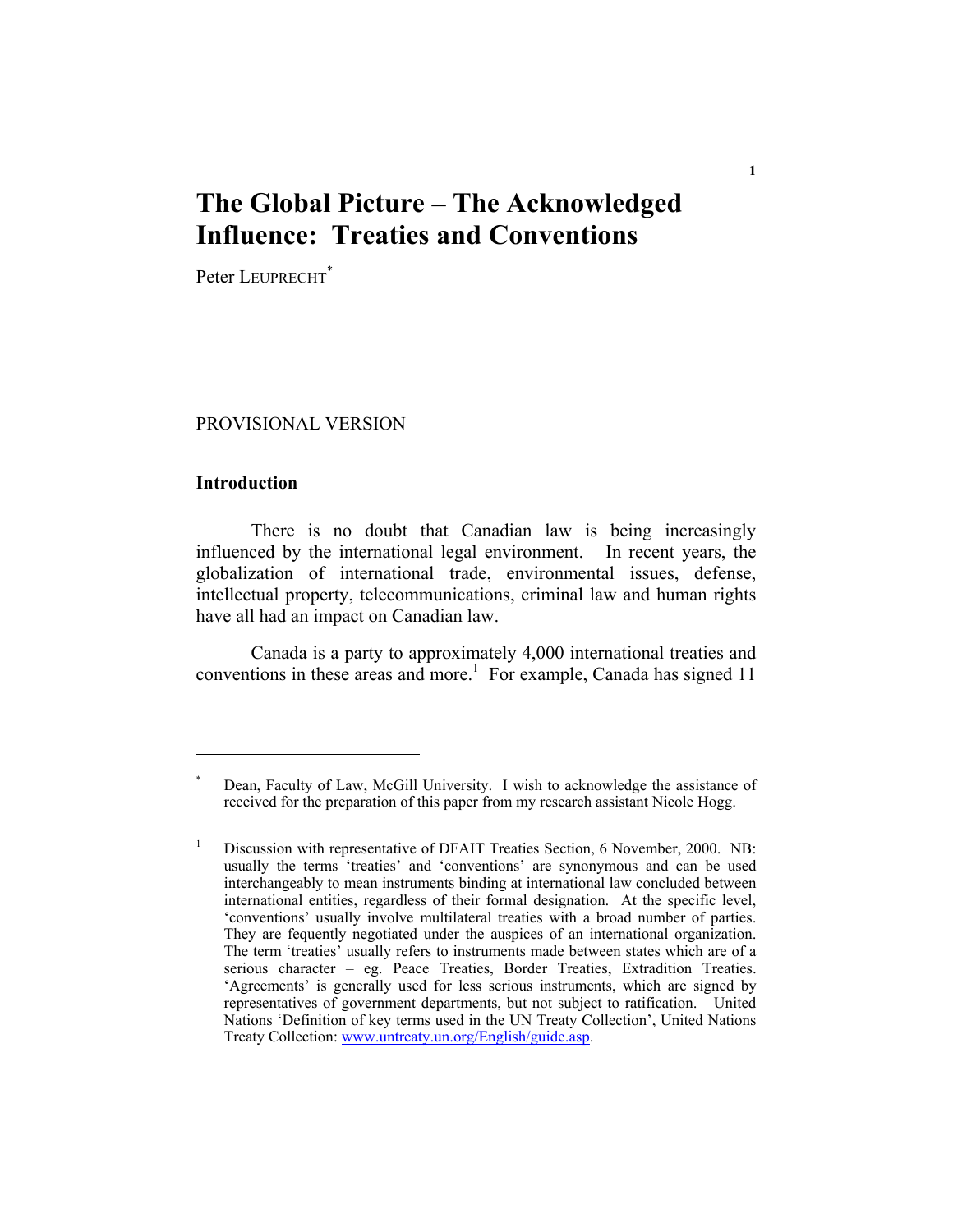# The Global Picture – The Acknowledged Influence: Treaties and Conventions

Peter LEUPRECHT[*]

PROVISIONAL VERSION

## Introduction

There is no doubt that Canadian law is being increasingly influenced by the international legal environment. In recent years, the globalization of international trade, environmental issues, defense, intellectual property, telecommunications, criminal law and human rights have all had an impact on Canadian law.

Canada is a party to approximately 4,000 international treaties and conventions in these areas and more.[1] For example, Canada has signed 11

---

[*] Dean, Faculty of Law, McGill University. I wish to acknowledge the assistance of received for the preparation of this paper from my research assistant Nicole Hogg.

[1] Discussion with representative of DFAIT Treaties Section, 6 November, 2000. NB: usually the terms 'treaties' and 'conventions' are synonymous and can be used interchangeably to mean instruments binding at international law concluded between international entities, regardless of their formal designation. At the specific level, 'conventions' usually involve multilateral treaties with a broad number of parties. They are fequently negotiated under the auspices of an international organization. The term 'treaties' usually refers to instruments made between states which are of a serious character – eg. Peace Treaties, Border Treaties, Extradition Treaties. 'Agreements' is generally used for less serious instruments, which are signed by representatives of government departments, but not subject to ratification. United Nations 'Definition of key terms used in the UN Treaty Collection', United Nations Treaty Collection: www.untreaty.un.org/English/guide.asp.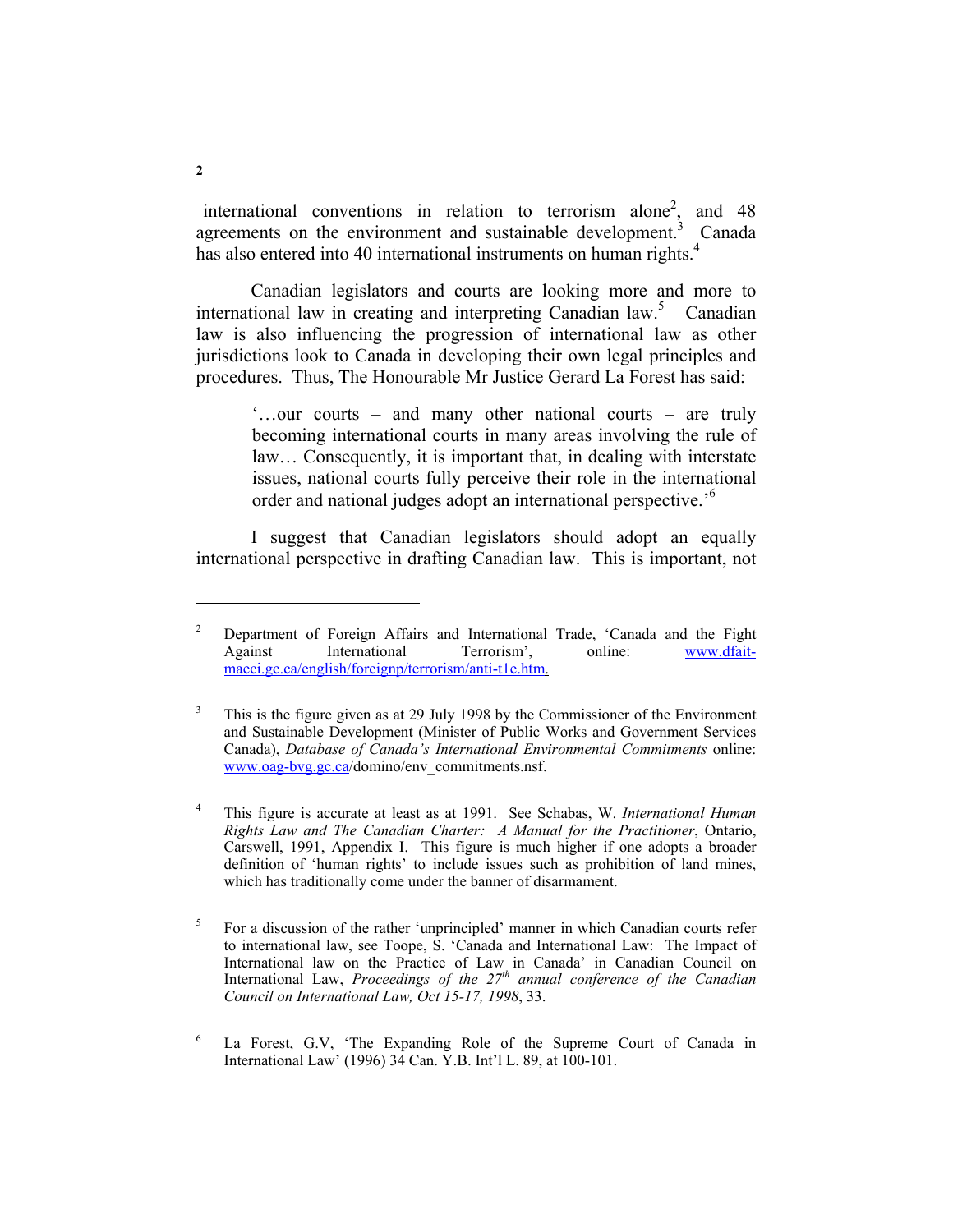international conventions in relation to terrorism alone[2], and 48 agreements on the environment and sustainable development.[3] Canada has also entered into 40 international instruments on human rights.[4]

Canadian legislators and courts are looking more and more to international law in creating and interpreting Canadian law.[5] Canadian law is also influencing the progression of international law as other jurisdictions look to Canada in developing their own legal principles and procedures. Thus, The Honourable Mr Justice Gerard La Forest has said:

> '…our courts – and many other national courts – are truly becoming international courts in many areas involving the rule of law… Consequently, it is important that, in dealing with interstate issues, national courts fully perceive their role in the international order and national judges adopt an international perspective.'[6]

I suggest that Canadian legislators should adopt an equally international perspective in drafting Canadian law. This is important, not

---

[2] Department of Foreign Affairs and International Trade, 'Canada and the Fight Against International Terrorism', online: www.dfait-maeci.gc.ca/english/foreignp/terrorism/anti-t1e.htm.

[3] This is the figure given as at 29 July 1998 by the Commissioner of the Environment and Sustainable Development (Minister of Public Works and Government Services Canada), *Database of Canada's International Environmental Commitments* online: www.oag-bvg.gc.ca/domino/env_commitments.nsf.

[4] This figure is accurate at least as at 1991. See Schabas, W. *International Human Rights Law and The Canadian Charter: A Manual for the Practitioner*, Ontario, Carswell, 1991, Appendix I. This figure is much higher if one adopts a broader definition of 'human rights' to include issues such as prohibition of land mines, which has traditionally come under the banner of disarmament.

[5] For a discussion of the rather 'unprincipled' manner in which Canadian courts refer to international law, see Toope, S. 'Canada and International Law: The Impact of International law on the Practice of Law in Canada' in Canadian Council on International Law, *Proceedings of the 27th annual conference of the Canadian Council on International Law, Oct 15-17, 1998*, 33.

[6] La Forest, G.V, 'The Expanding Role of the Supreme Court of Canada in International Law' (1996) 34 Can. Y.B. Int'l L. 89, at 100-101.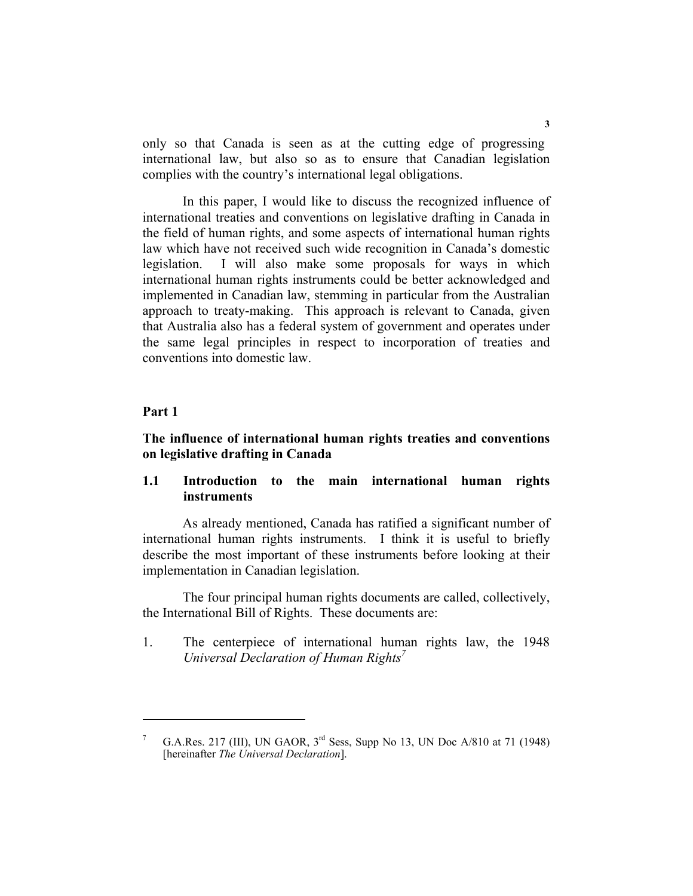only so that Canada is seen as at the cutting edge of progressing international law, but also so as to ensure that Canadian legislation complies with the country's international legal obligations.

In this paper, I would like to discuss the recognized influence of international treaties and conventions on legislative drafting in Canada in the field of human rights, and some aspects of international human rights law which have not received such wide recognition in Canada's domestic legislation. I will also make some proposals for ways in which international human rights instruments could be better acknowledged and implemented in Canadian law, stemming in particular from the Australian approach to treaty-making. This approach is relevant to Canada, given that Australia also has a federal system of government and operates under the same legal principles in respect to incorporation of treaties and conventions into domestic law.

## Part 1

## The influence of international human rights treaties and conventions on legislative drafting in Canada

### 1.1 Introduction to the main international human rights instruments

As already mentioned, Canada has ratified a significant number of international human rights instruments. I think it is useful to briefly describe the most important of these instruments before looking at their implementation in Canadian legislation.

The four principal human rights documents are called, collectively, the International Bill of Rights. These documents are:

1. The centerpiece of international human rights law, the 1948 *Universal Declaration of Human Rights*[7]

---

[7] G.A.Res. 217 (III), UN GAOR, 3rd Sess, Supp No 13, UN Doc A/810 at 71 (1948) [hereinafter *The Universal Declaration*].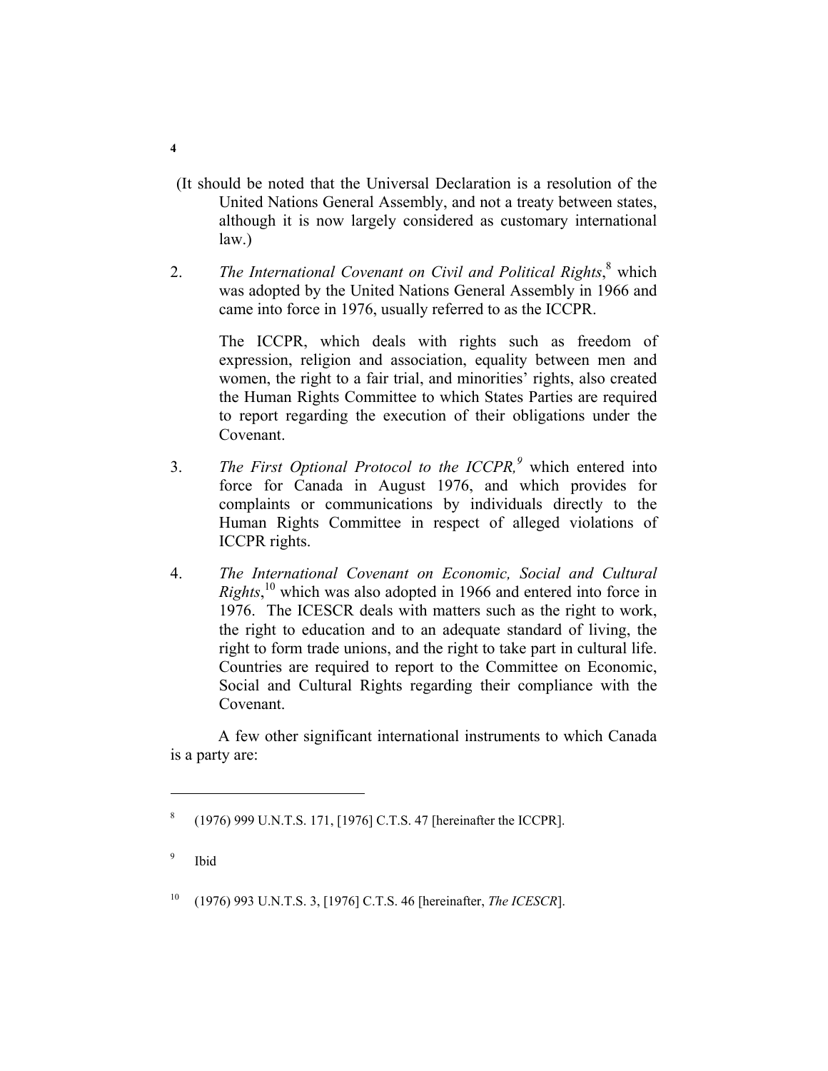(It should be noted that the Universal Declaration is a resolution of the United Nations General Assembly, and not a treaty between states, although it is now largely considered as customary international law.)

2. *The International Covenant on Civil and Political Rights*,[8] which was adopted by the United Nations General Assembly in 1966 and came into force in 1976, usually referred to as the ICCPR.

   The ICCPR, which deals with rights such as freedom of expression, religion and association, equality between men and women, the right to a fair trial, and minorities' rights, also created the Human Rights Committee to which States Parties are required to report regarding the execution of their obligations under the Covenant.

3. *The First Optional Protocol to the ICCPR,*[9] which entered into force for Canada in August 1976, and which provides for complaints or communications by individuals directly to the Human Rights Committee in respect of alleged violations of ICCPR rights.

4. *The International Covenant on Economic, Social and Cultural Rights*,[10] which was also adopted in 1966 and entered into force in 1976. The ICESCR deals with matters such as the right to work, the right to education and to an adequate standard of living, the right to form trade unions, and the right to take part in cultural life. Countries are required to report to the Committee on Economic, Social and Cultural Rights regarding their compliance with the Covenant.

A few other significant international instruments to which Canada is a party are:

---

[8] (1976) 999 U.N.T.S. 171, [1976] C.T.S. 47 [hereinafter the ICCPR].

[9] Ibid

[10] (1976) 993 U.N.T.S. 3, [1976] C.T.S. 46 [hereinafter, *The ICESCR*].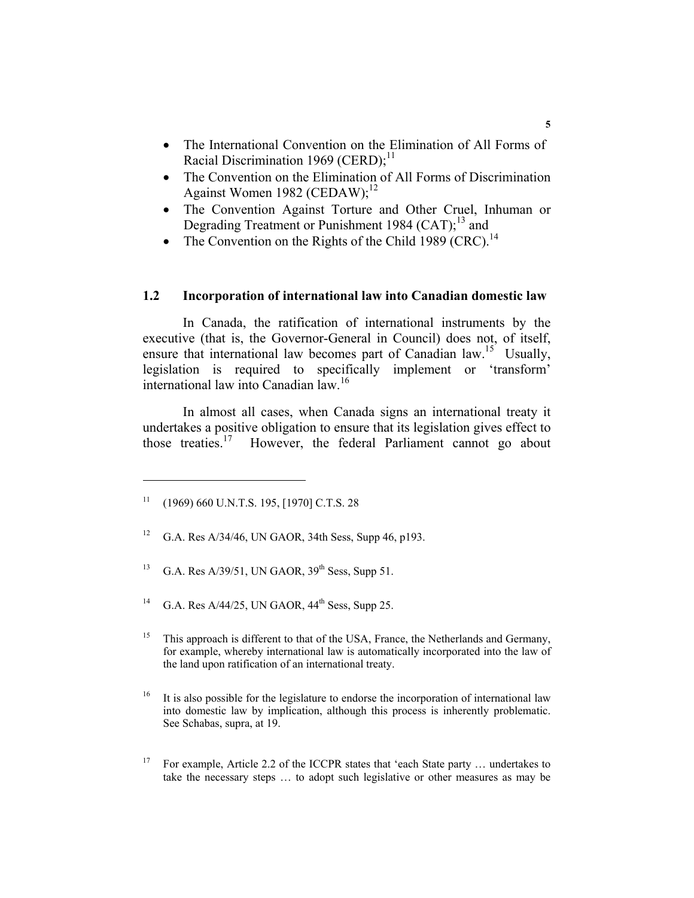- The International Convention on the Elimination of All Forms of Racial Discrimination 1969 (CERD);[11]
- The Convention on the Elimination of All Forms of Discrimination Against Women 1982 (CEDAW);[12]
- The Convention Against Torture and Other Cruel, Inhuman or Degrading Treatment or Punishment 1984 (CAT);[13] and
- The Convention on the Rights of the Child 1989 (CRC).[14]

### 1.2 Incorporation of international law into Canadian domestic law

In Canada, the ratification of international instruments by the executive (that is, the Governor-General in Council) does not, of itself, ensure that international law becomes part of Canadian law.[15] Usually, legislation is required to specifically implement or 'transform' international law into Canadian law.[16]

In almost all cases, when Canada signs an international treaty it undertakes a positive obligation to ensure that its legislation gives effect to those treaties.[17] However, the federal Parliament cannot go about

---

[11] (1969) 660 U.N.T.S. 195, [1970] C.T.S. 28

[12] G.A. Res A/34/46, UN GAOR, 34th Sess, Supp 46, p193.

[13] G.A. Res A/39/51, UN GAOR, 39th Sess, Supp 51.

[14] G.A. Res A/44/25, UN GAOR, 44th Sess, Supp 25.

[15] This approach is different to that of the USA, France, the Netherlands and Germany, for example, whereby international law is automatically incorporated into the law of the land upon ratification of an international treaty.

[16] It is also possible for the legislature to endorse the incorporation of international law into domestic law by implication, although this process is inherently problematic. See Schabas, supra, at 19.

[17] For example, Article 2.2 of the ICCPR states that 'each State party … undertakes to take the necessary steps … to adopt such legislative or other measures as may be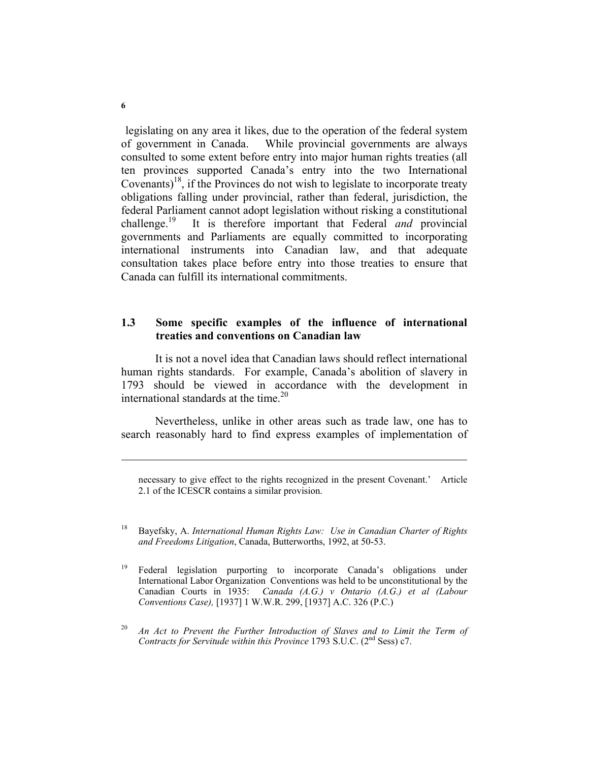legislating on any area it likes, due to the operation of the federal system of government in Canada. While provincial governments are always consulted to some extent before entry into major human rights treaties (all ten provinces supported Canada's entry into the two International Covenants)[18], if the Provinces do not wish to legislate to incorporate treaty obligations falling under provincial, rather than federal, jurisdiction, the federal Parliament cannot adopt legislation without risking a constitutional challenge.[19] It is therefore important that Federal *and* provincial governments and Parliaments are equally committed to incorporating international instruments into Canadian law, and that adequate consultation takes place before entry into those treaties to ensure that Canada can fulfill its international commitments.

### 1.3 Some specific examples of the influence of international treaties and conventions on Canadian law

It is not a novel idea that Canadian laws should reflect international human rights standards. For example, Canada's abolition of slavery in 1793 should be viewed in accordance with the development in international standards at the time.[20]

Nevertheless, unlike in other areas such as trade law, one has to search reasonably hard to find express examples of implementation of

---

necessary to give effect to the rights recognized in the present Covenant.' Article 2.1 of the ICESCR contains a similar provision.

[18] Bayefsky, A. *International Human Rights Law: Use in Canadian Charter of Rights and Freedoms Litigation*, Canada, Butterworths, 1992, at 50-53.

[19] Federal legislation purporting to incorporate Canada's obligations under International Labor Organization Conventions was held to be unconstitutional by the Canadian Courts in 1935: *Canada (A.G.) v Ontario (A.G.) et al (Labour Conventions Case),* [1937] 1 W.W.R. 299, [1937] A.C. 326 (P.C.)

[20] *An Act to Prevent the Further Introduction of Slaves and to Limit the Term of Contracts for Servitude within this Province* 1793 S.U.C. (2nd Sess) c7.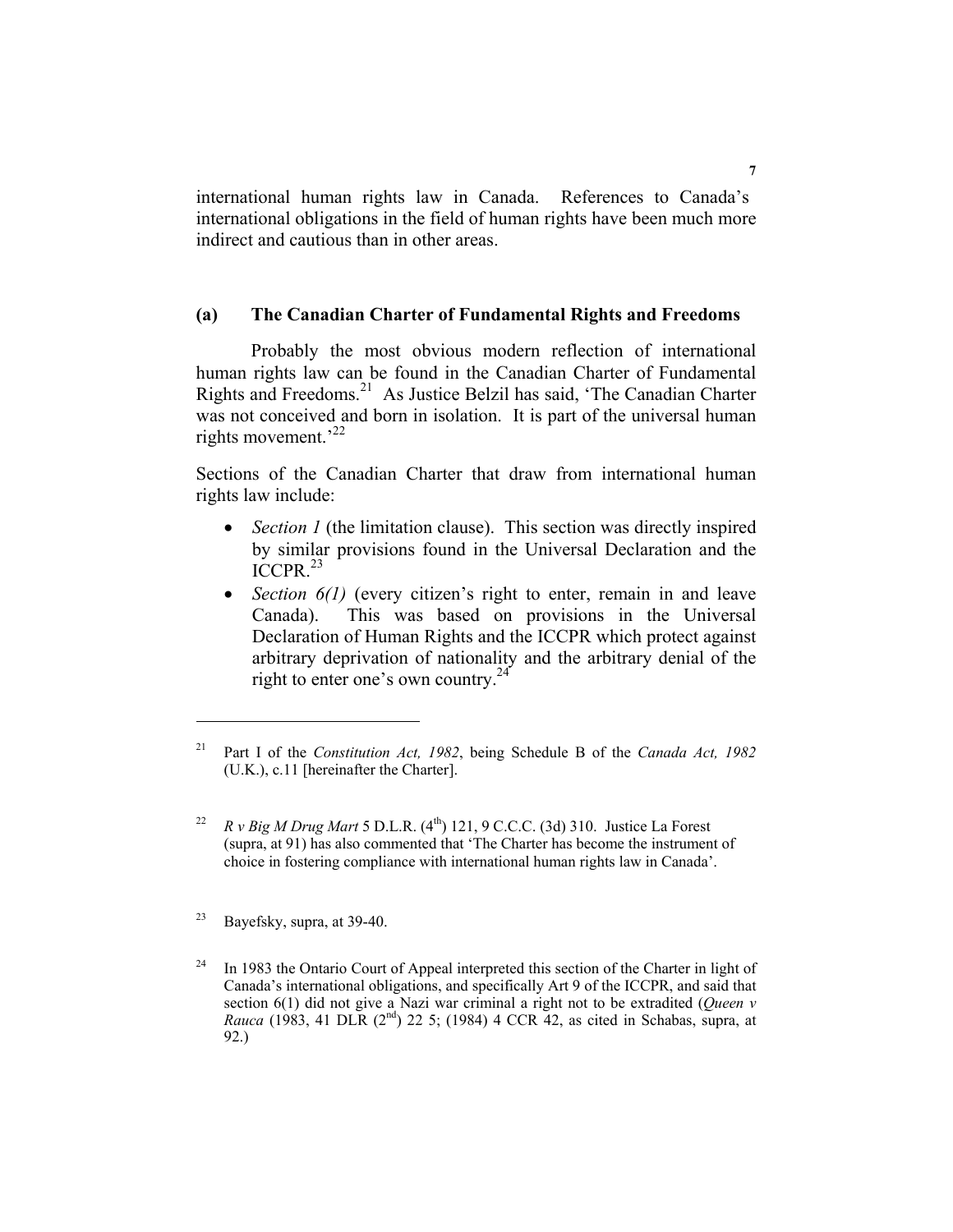international human rights law in Canada. References to Canada's international obligations in the field of human rights have been much more indirect and cautious than in other areas.

### (a) The Canadian Charter of Fundamental Rights and Freedoms

Probably the most obvious modern reflection of international human rights law can be found in the Canadian Charter of Fundamental Rights and Freedoms.[21] As Justice Belzil has said, 'The Canadian Charter was not conceived and born in isolation. It is part of the universal human rights movement.'[22]

Sections of the Canadian Charter that draw from international human rights law include:

- *Section 1* (the limitation clause). This section was directly inspired by similar provisions found in the Universal Declaration and the ICCPR.[23]
- *Section 6(1)* (every citizen's right to enter, remain in and leave Canada). This was based on provisions in the Universal Declaration of Human Rights and the ICCPR which protect against arbitrary deprivation of nationality and the arbitrary denial of the right to enter one's own country.[24]

---

[21] Part I of the *Constitution Act, 1982*, being Schedule B of the *Canada Act, 1982* (U.K.), c.11 [hereinafter the Charter].

[22] *R v Big M Drug Mart* 5 D.L.R. (4th) 121, 9 C.C.C. (3d) 310. Justice La Forest (supra, at 91) has also commented that 'The Charter has become the instrument of choice in fostering compliance with international human rights law in Canada'.

[23] Bayefsky, supra, at 39-40.

[24] In 1983 the Ontario Court of Appeal interpreted this section of the Charter in light of Canada's international obligations, and specifically Art 9 of the ICCPR, and said that section 6(1) did not give a Nazi war criminal a right not to be extradited (*Queen v Rauca* (1983, 41 DLR (2nd) 22 5; (1984) 4 CCR 42, as cited in Schabas, supra, at 92.)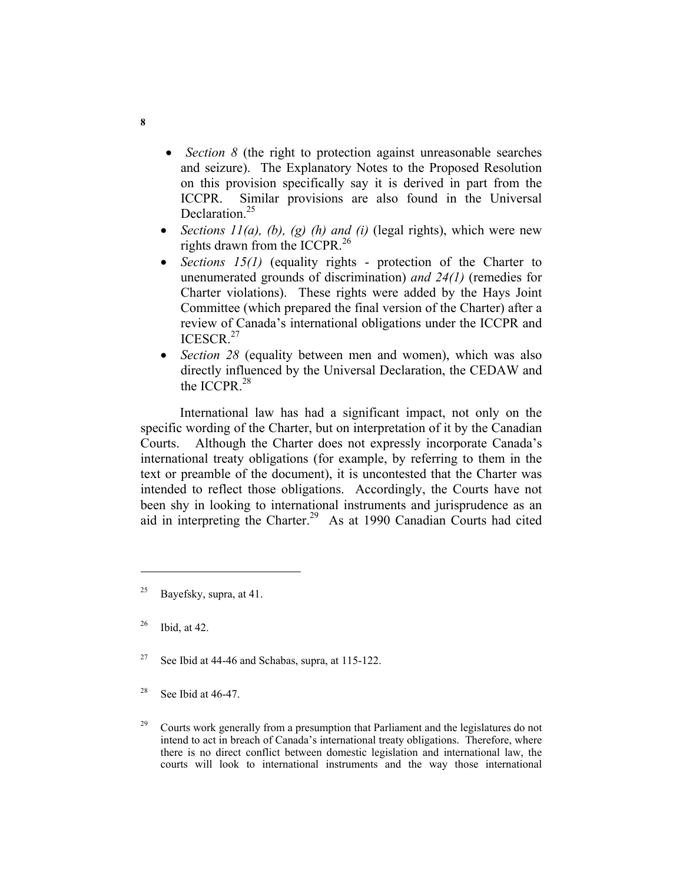- *Section 8* (the right to protection against unreasonable searches and seizure). The Explanatory Notes to the Proposed Resolution on this provision specifically say it is derived in part from the ICCPR. Similar provisions are also found in the Universal Declaration.[25]
- *Sections 11(a), (b), (g) (h) and (i)* (legal rights), which were new rights drawn from the ICCPR.[26]
- *Sections 15(1)* (equality rights - protection of the Charter to unenumerated grounds of discrimination) *and 24(1)* (remedies for Charter violations). These rights were added by the Hays Joint Committee (which prepared the final version of the Charter) after a review of Canada's international obligations under the ICCPR and ICESCR.[27]
- *Section 28* (equality between men and women), which was also directly influenced by the Universal Declaration, the CEDAW and the ICCPR.[28]

International law has had a significant impact, not only on the specific wording of the Charter, but on interpretation of it by the Canadian Courts. Although the Charter does not expressly incorporate Canada's international treaty obligations (for example, by referring to them in the text or preamble of the document), it is uncontested that the Charter was intended to reflect those obligations. Accordingly, the Courts have not been shy in looking to international instruments and jurisprudence as an aid in interpreting the Charter.[29] As at 1990 Canadian Courts had cited

---

[25] Bayefsky, supra, at 41.

[26] Ibid, at 42.

[27] See Ibid at 44-46 and Schabas, supra, at 115-122.

[28] See Ibid at 46-47.

[29] Courts work generally from a presumption that Parliament and the legislatures do not intend to act in breach of Canada's international treaty obligations. Therefore, where there is no direct conflict between domestic legislation and international law, the courts will look to international instruments and the way those international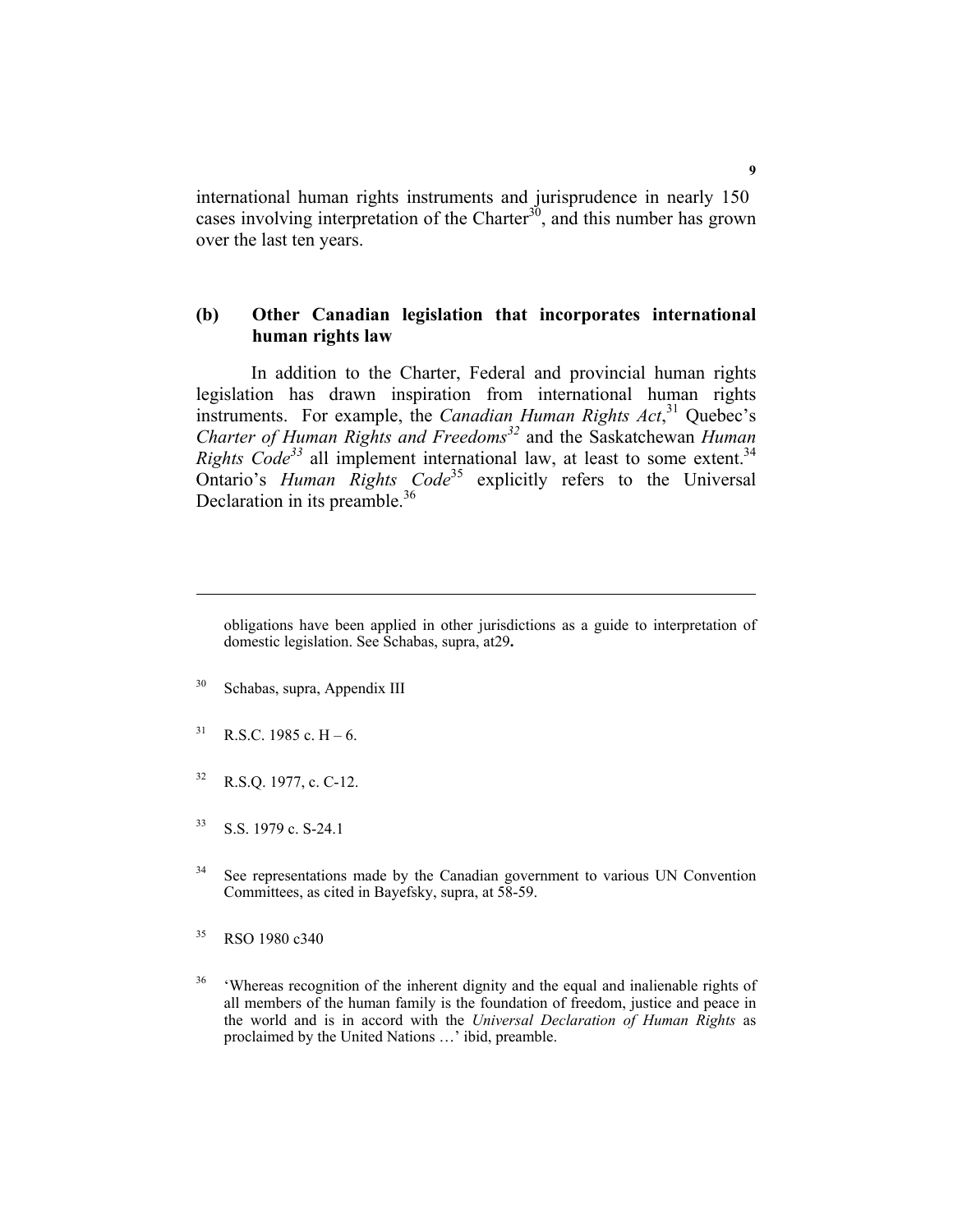international human rights instruments and jurisprudence in nearly 150 cases involving interpretation of the Charter[30], and this number has grown over the last ten years.

### (b) Other Canadian legislation that incorporates international human rights law

In addition to the Charter, Federal and provincial human rights legislation has drawn inspiration from international human rights instruments. For example, the *Canadian Human Rights Act*,[31] Quebec's *Charter of Human Rights and Freedoms*[32] and the Saskatchewan *Human Rights Code*[33] all implement international law, at least to some extent.[34] Ontario's *Human Rights Code*[35] explicitly refers to the Universal Declaration in its preamble.[36]

---

obligations have been applied in other jurisdictions as a guide to interpretation of domestic legislation. See Schabas, supra, at29**.**

[30] Schabas, supra, Appendix III

[31] R.S.C. 1985 c. H – 6.

[32] R.S.Q. 1977, c. C-12.

[33] S.S. 1979 c. S-24.1

[34] See representations made by the Canadian government to various UN Convention Committees, as cited in Bayefsky, supra, at 58-59.

[35] RSO 1980 c340

[36] 'Whereas recognition of the inherent dignity and the equal and inalienable rights of all members of the human family is the foundation of freedom, justice and peace in the world and is in accord with the *Universal Declaration of Human Rights* as proclaimed by the United Nations …' ibid, preamble.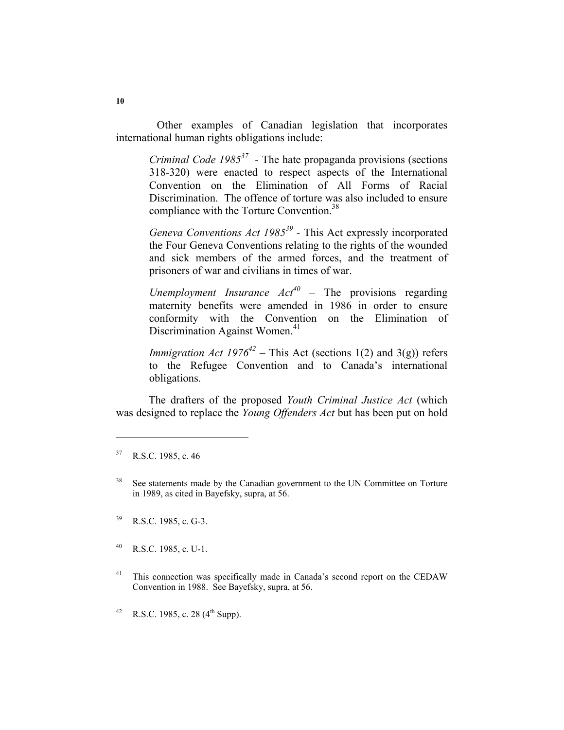Other examples of Canadian legislation that incorporates international human rights obligations include:

> *Criminal Code 1985*[37] - The hate propaganda provisions (sections 318-320) were enacted to respect aspects of the International Convention on the Elimination of All Forms of Racial Discrimination. The offence of torture was also included to ensure compliance with the Torture Convention.[38]
>
> *Geneva Conventions Act 1985*[39] - This Act expressly incorporated the Four Geneva Conventions relating to the rights of the wounded and sick members of the armed forces, and the treatment of prisoners of war and civilians in times of war.
>
> *Unemployment Insurance Act*[40] – The provisions regarding maternity benefits were amended in 1986 in order to ensure conformity with the Convention on the Elimination of Discrimination Against Women.[41]
>
> *Immigration Act 1976*[42] – This Act (sections 1(2) and 3(g)) refers to the Refugee Convention and to Canada's international obligations.

The drafters of the proposed *Youth Criminal Justice Act* (which was designed to replace the *Young Offenders Act* but has been put on hold

---

[37] R.S.C. 1985, c. 46

[38] See statements made by the Canadian government to the UN Committee on Torture in 1989, as cited in Bayefsky, supra, at 56.

[39] R.S.C. 1985, c. G-3.

[40] R.S.C. 1985, c. U-1.

[41] This connection was specifically made in Canada's second report on the CEDAW Convention in 1988. See Bayefsky, supra, at 56.

[42] R.S.C. 1985, c. 28 (4th Supp).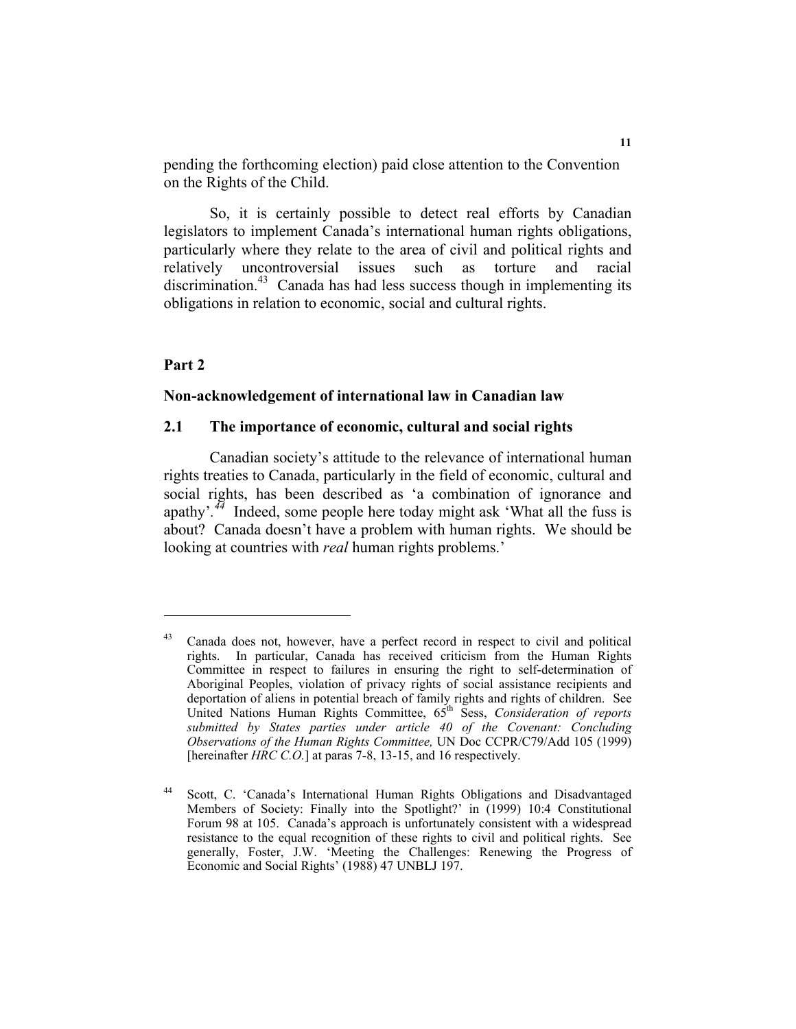pending the forthcoming election) paid close attention to the Convention on the Rights of the Child.

So, it is certainly possible to detect real efforts by Canadian legislators to implement Canada's international human rights obligations, particularly where they relate to the area of civil and political rights and relatively uncontroversial issues such as torture and racial discrimination.[43] Canada has had less success though in implementing its obligations in relation to economic, social and cultural rights.

## Part 2

### Non-acknowledgement of international law in Canadian law

### 2.1 The importance of economic, cultural and social rights

Canadian society's attitude to the relevance of international human rights treaties to Canada, particularly in the field of economic, cultural and social rights, has been described as 'a combination of ignorance and apathy'.[44] Indeed, some people here today might ask 'What all the fuss is about? Canada doesn't have a problem with human rights. We should be looking at countries with *real* human rights problems.'

---

[43] Canada does not, however, have a perfect record in respect to civil and political rights. In particular, Canada has received criticism from the Human Rights Committee in respect to failures in ensuring the right to self-determination of Aboriginal Peoples, violation of privacy rights of social assistance recipients and deportation of aliens in potential breach of family rights and rights of children. See United Nations Human Rights Committee, 65th Sess, *Consideration of reports submitted by States parties under article 40 of the Covenant: Concluding Observations of the Human Rights Committee,* UN Doc CCPR/C79/Add 105 (1999) [hereinafter *HRC C.O.*] at paras 7-8, 13-15, and 16 respectively.

[44] Scott, C. 'Canada's International Human Rights Obligations and Disadvantaged Members of Society: Finally into the Spotlight?' in (1999) 10:4 Constitutional Forum 98 at 105. Canada's approach is unfortunately consistent with a widespread resistance to the equal recognition of these rights to civil and political rights. See generally, Foster, J.W. 'Meeting the Challenges: Renewing the Progress of Economic and Social Rights' (1988) 47 UNBLJ 197.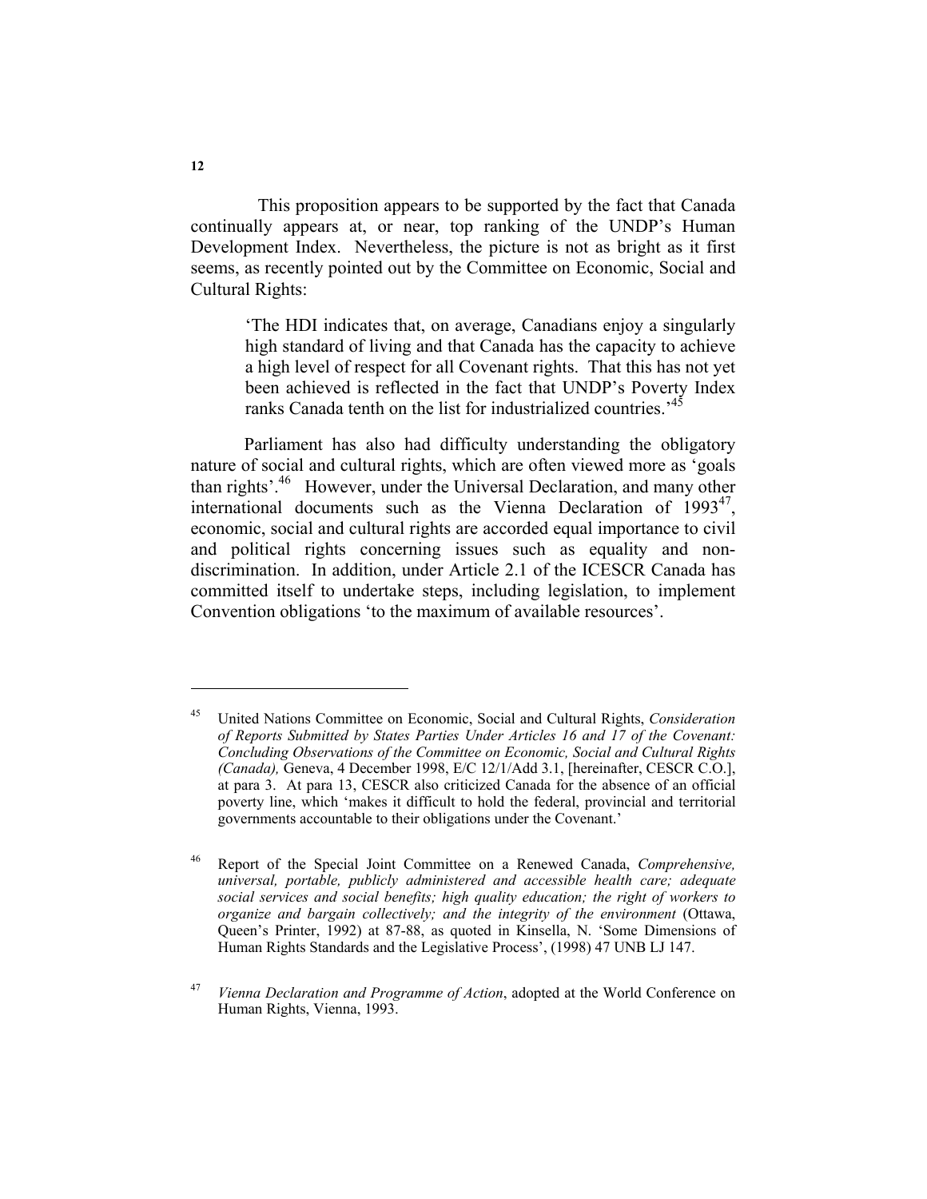This proposition appears to be supported by the fact that Canada continually appears at, or near, top ranking of the UNDP's Human Development Index. Nevertheless, the picture is not as bright as it first seems, as recently pointed out by the Committee on Economic, Social and Cultural Rights:

> 'The HDI indicates that, on average, Canadians enjoy a singularly high standard of living and that Canada has the capacity to achieve a high level of respect for all Covenant rights. That this has not yet been achieved is reflected in the fact that UNDP's Poverty Index ranks Canada tenth on the list for industrialized countries.'[45]

Parliament has also had difficulty understanding the obligatory nature of social and cultural rights, which are often viewed more as 'goals than rights'.[46] However, under the Universal Declaration, and many other international documents such as the Vienna Declaration of 1993[47], economic, social and cultural rights are accorded equal importance to civil and political rights concerning issues such as equality and non-discrimination. In addition, under Article 2.1 of the ICESCR Canada has committed itself to undertake steps, including legislation, to implement Convention obligations 'to the maximum of available resources'.

---

[45] United Nations Committee on Economic, Social and Cultural Rights, *Consideration of Reports Submitted by States Parties Under Articles 16 and 17 of the Covenant: Concluding Observations of the Committee on Economic, Social and Cultural Rights (Canada),* Geneva, 4 December 1998, E/C 12/1/Add 3.1, [hereinafter, CESCR C.O.], at para 3. At para 13, CESCR also criticized Canada for the absence of an official poverty line, which 'makes it difficult to hold the federal, provincial and territorial governments accountable to their obligations under the Covenant.'

[46] Report of the Special Joint Committee on a Renewed Canada, *Comprehensive, universal, portable, publicly administered and accessible health care; adequate social services and social benefits; high quality education; the right of workers to organize and bargain collectively; and the integrity of the environment* (Ottawa, Queen's Printer, 1992) at 87-88, as quoted in Kinsella, N. 'Some Dimensions of Human Rights Standards and the Legislative Process', (1998) 47 UNB LJ 147.

[47] *Vienna Declaration and Programme of Action*, adopted at the World Conference on Human Rights, Vienna, 1993.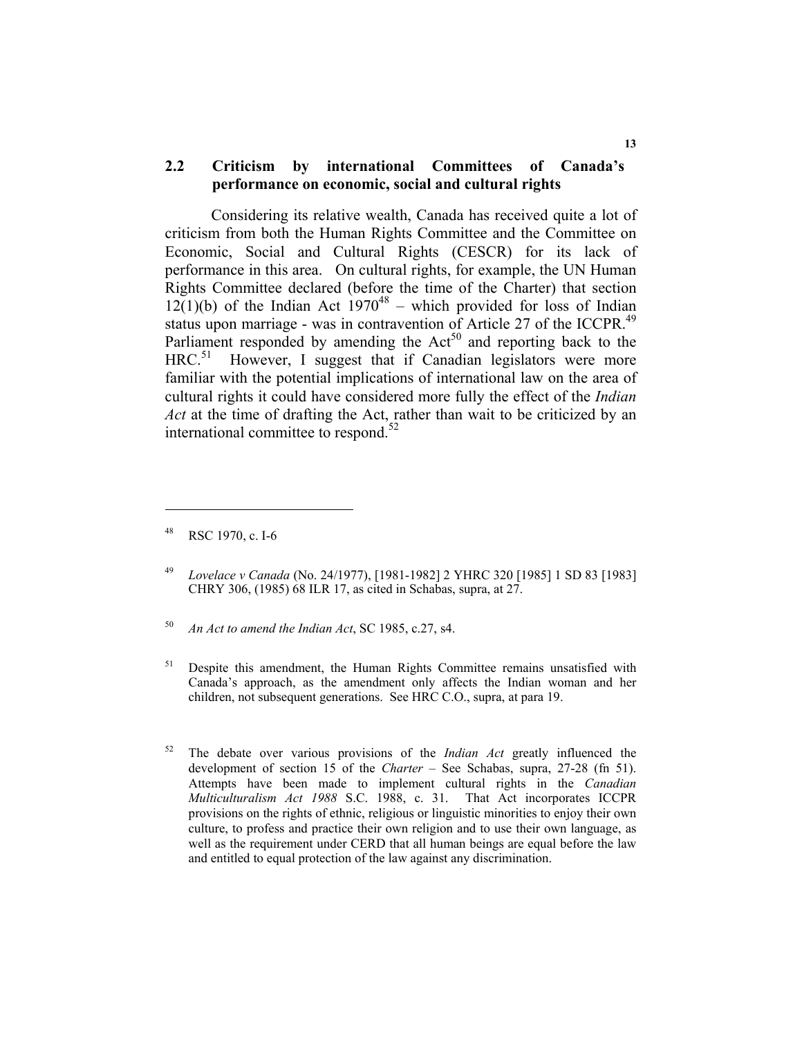## 2.2 Criticism by international Committees of Canada's performance on economic, social and cultural rights

Considering its relative wealth, Canada has received quite a lot of criticism from both the Human Rights Committee and the Committee on Economic, Social and Cultural Rights (CESCR) for its lack of performance in this area. On cultural rights, for example, the UN Human Rights Committee declared (before the time of the Charter) that section 12(1)(b) of the Indian Act 1970[48] – which provided for loss of Indian status upon marriage - was in contravention of Article 27 of the ICCPR.[49] Parliament responded by amending the Act[50] and reporting back to the HRC.[51] However, I suggest that if Canadian legislators were more familiar with the potential implications of international law on the area of cultural rights it could have considered more fully the effect of the *Indian Act* at the time of drafting the Act, rather than wait to be criticized by an international committee to respond.[52]

---

[48] RSC 1970, c. I-6

[49] *Lovelace v Canada* (No. 24/1977), [1981-1982] 2 YHRC 320 [1985] 1 SD 83 [1983] CHRY 306, (1985) 68 ILR 17, as cited in Schabas, supra, at 27.

[50] *An Act to amend the Indian Act*, SC 1985, c.27, s4.

[51] Despite this amendment, the Human Rights Committee remains unsatisfied with Canada's approach, as the amendment only affects the Indian woman and her children, not subsequent generations. See HRC C.O., supra, at para 19.

[52] The debate over various provisions of the *Indian Act* greatly influenced the development of section 15 of the *Charter* – See Schabas, supra, 27-28 (fn 51). Attempts have been made to implement cultural rights in the *Canadian Multiculturalism Act 1988* S.C. 1988, c. 31. That Act incorporates ICCPR provisions on the rights of ethnic, religious or linguistic minorities to enjoy their own culture, to profess and practice their own religion and to use their own language, as well as the requirement under CERD that all human beings are equal before the law and entitled to equal protection of the law against any discrimination.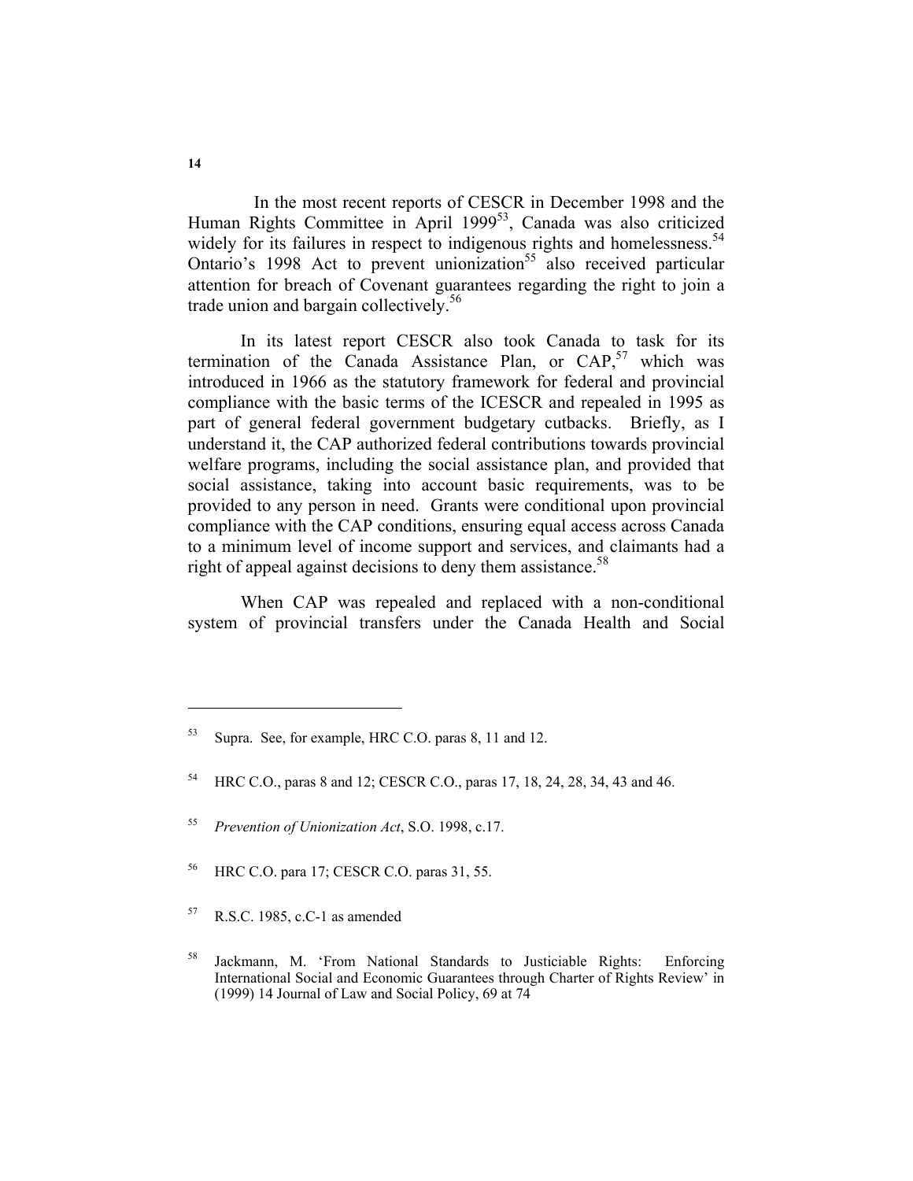In the most recent reports of CESCR in December 1998 and the Human Rights Committee in April 1999[53], Canada was also criticized widely for its failures in respect to indigenous rights and homelessness.[54] Ontario's 1998 Act to prevent unionization[55] also received particular attention for breach of Covenant guarantees regarding the right to join a trade union and bargain collectively.[56]

In its latest report CESCR also took Canada to task for its termination of the Canada Assistance Plan, or CAP,[57] which was introduced in 1966 as the statutory framework for federal and provincial compliance with the basic terms of the ICESCR and repealed in 1995 as part of general federal government budgetary cutbacks. Briefly, as I understand it, the CAP authorized federal contributions towards provincial welfare programs, including the social assistance plan, and provided that social assistance, taking into account basic requirements, was to be provided to any person in need. Grants were conditional upon provincial compliance with the CAP conditions, ensuring equal access across Canada to a minimum level of income support and services, and claimants had a right of appeal against decisions to deny them assistance.[58]

When CAP was repealed and replaced with a non-conditional system of provincial transfers under the Canada Health and Social

---

[53] Supra. See, for example, HRC C.O. paras 8, 11 and 12.

[54] HRC C.O., paras 8 and 12; CESCR C.O., paras 17, 18, 24, 28, 34, 43 and 46.

[55] *Prevention of Unionization Act*, S.O. 1998, c.17.

[56] HRC C.O. para 17; CESCR C.O. paras 31, 55.

[57] R.S.C. 1985, c.C-1 as amended

[58] Jackmann, M. 'From National Standards to Justiciable Rights: Enforcing International Social and Economic Guarantees through Charter of Rights Review' in (1999) 14 Journal of Law and Social Policy, 69 at 74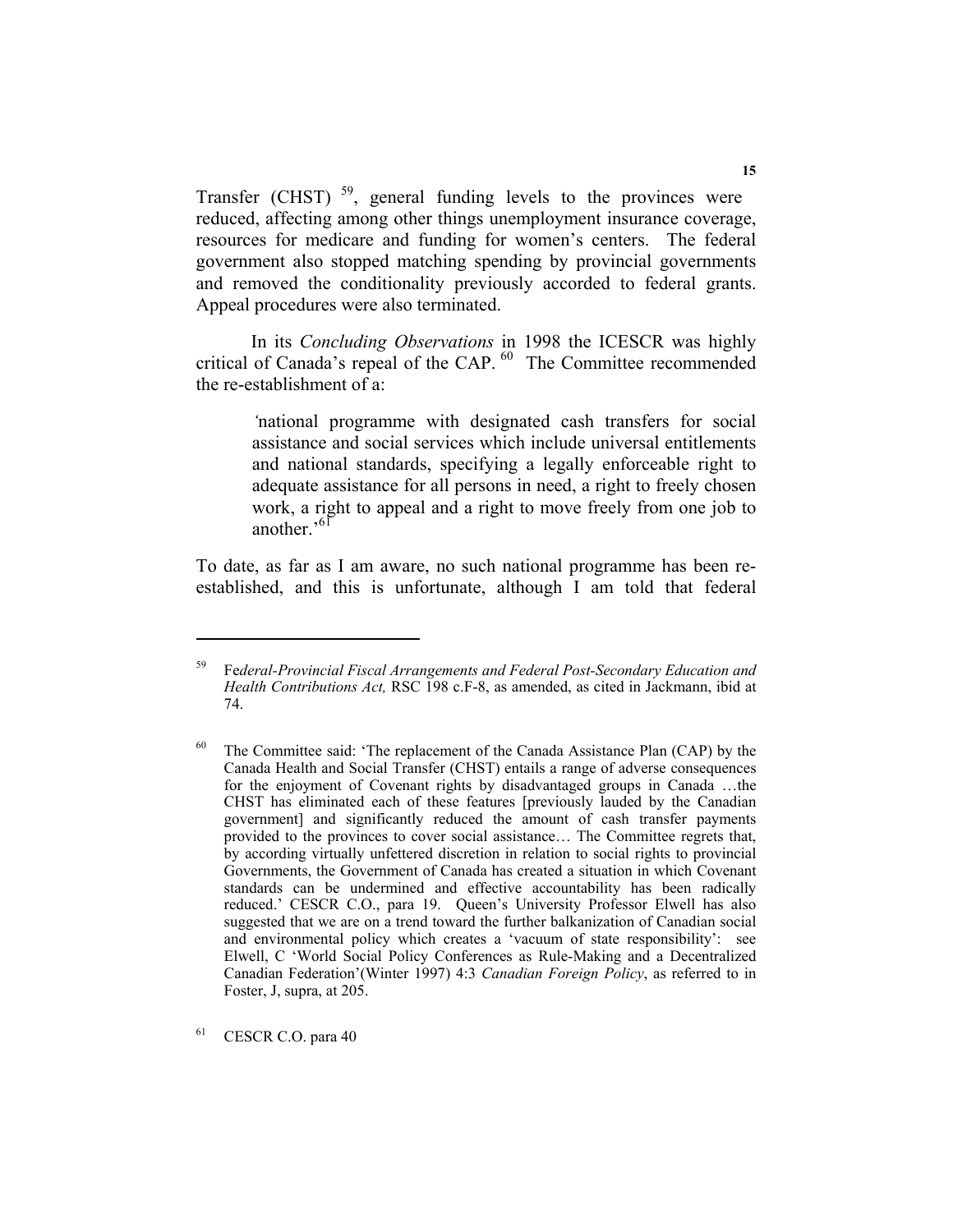Transfer (CHST) [59], general funding levels to the provinces were reduced, affecting among other things unemployment insurance coverage, resources for medicare and funding for women's centers. The federal government also stopped matching spending by provincial governments and removed the conditionality previously accorded to federal grants. Appeal procedures were also terminated.

In its *Concluding Observations* in 1998 the ICESCR was highly critical of Canada's repeal of the CAP. [60] The Committee recommended the re-establishment of a:

> 'national programme with designated cash transfers for social assistance and social services which include universal entitlements and national standards, specifying a legally enforceable right to adequate assistance for all persons in need, a right to freely chosen work, a right to appeal and a right to move freely from one job to another.'[61]

To date, as far as I am aware, no such national programme has been re-established, and this is unfortunate, although I am told that federal

---

[59] F*ederal-Provincial Fiscal Arrangements and Federal Post-Secondary Education and Health Contributions Act,* RSC 198 c.F-8, as amended, as cited in Jackmann, ibid at 74.

[60] The Committee said: 'The replacement of the Canada Assistance Plan (CAP) by the Canada Health and Social Transfer (CHST) entails a range of adverse consequences for the enjoyment of Covenant rights by disadvantaged groups in Canada …the CHST has eliminated each of these features [previously lauded by the Canadian government] and significantly reduced the amount of cash transfer payments provided to the provinces to cover social assistance… The Committee regrets that, by according virtually unfettered discretion in relation to social rights to provincial Governments, the Government of Canada has created a situation in which Covenant standards can be undermined and effective accountability has been radically reduced.' CESCR C.O., para 19. Queen's University Professor Elwell has also suggested that we are on a trend toward the further balkanization of Canadian social and environmental policy which creates a 'vacuum of state responsibility': see Elwell, C 'World Social Policy Conferences as Rule-Making and a Decentralized Canadian Federation'(Winter 1997) 4:3 *Canadian Foreign Policy*, as referred to in Foster, J, supra, at 205.

[61] CESCR C.O. para 40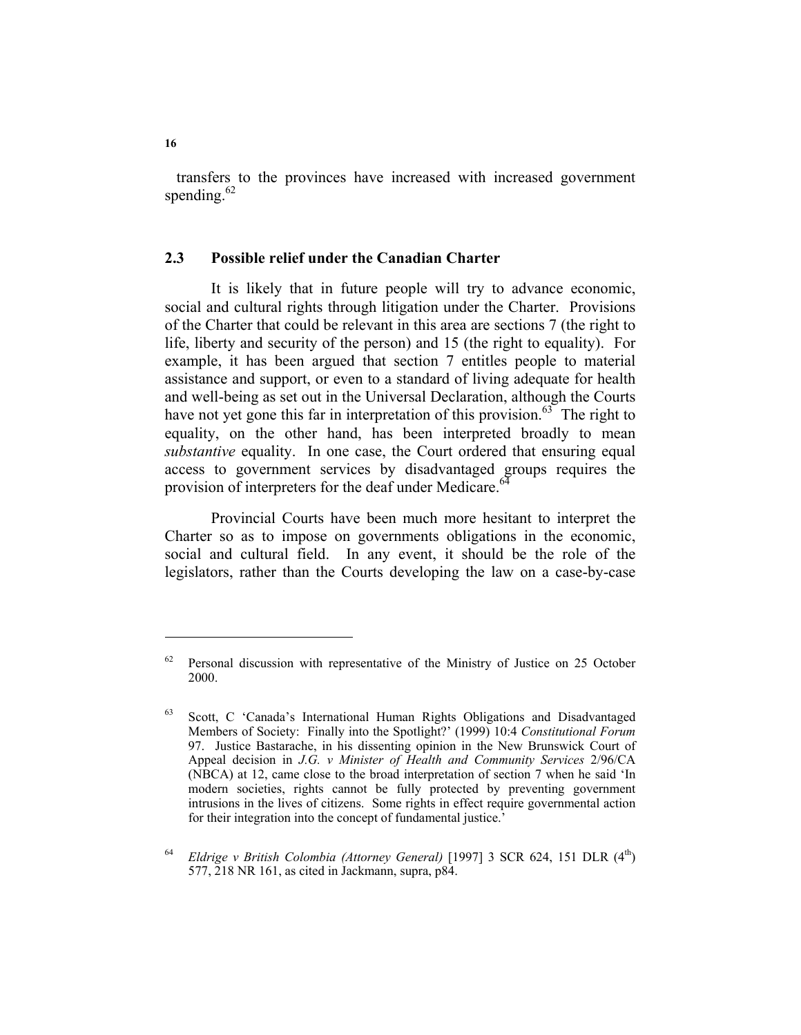transfers to the provinces have increased with increased government spending.[62]

### 2.3 Possible relief under the Canadian Charter

It is likely that in future people will try to advance economic, social and cultural rights through litigation under the Charter. Provisions of the Charter that could be relevant in this area are sections 7 (the right to life, liberty and security of the person) and 15 (the right to equality). For example, it has been argued that section 7 entitles people to material assistance and support, or even to a standard of living adequate for health and well-being as set out in the Universal Declaration, although the Courts have not yet gone this far in interpretation of this provision.[63] The right to equality, on the other hand, has been interpreted broadly to mean *substantive* equality. In one case, the Court ordered that ensuring equal access to government services by disadvantaged groups requires the provision of interpreters for the deaf under Medicare.[64]

Provincial Courts have been much more hesitant to interpret the Charter so as to impose on governments obligations in the economic, social and cultural field. In any event, it should be the role of the legislators, rather than the Courts developing the law on a case-by-case

---

[62] Personal discussion with representative of the Ministry of Justice on 25 October 2000.

[63] Scott, C 'Canada's International Human Rights Obligations and Disadvantaged Members of Society: Finally into the Spotlight?' (1999) 10:4 *Constitutional Forum* 97. Justice Bastarache, in his dissenting opinion in the New Brunswick Court of Appeal decision in *J.G. v Minister of Health and Community Services* 2/96/CA (NBCA) at 12, came close to the broad interpretation of section 7 when he said 'In modern societies, rights cannot be fully protected by preventing government intrusions in the lives of citizens. Some rights in effect require governmental action for their integration into the concept of fundamental justice.'

[64] *Eldrige v British Colombia (Attorney General)* [1997] 3 SCR 624, 151 DLR (4th) 577, 218 NR 161, as cited in Jackmann, supra, p84.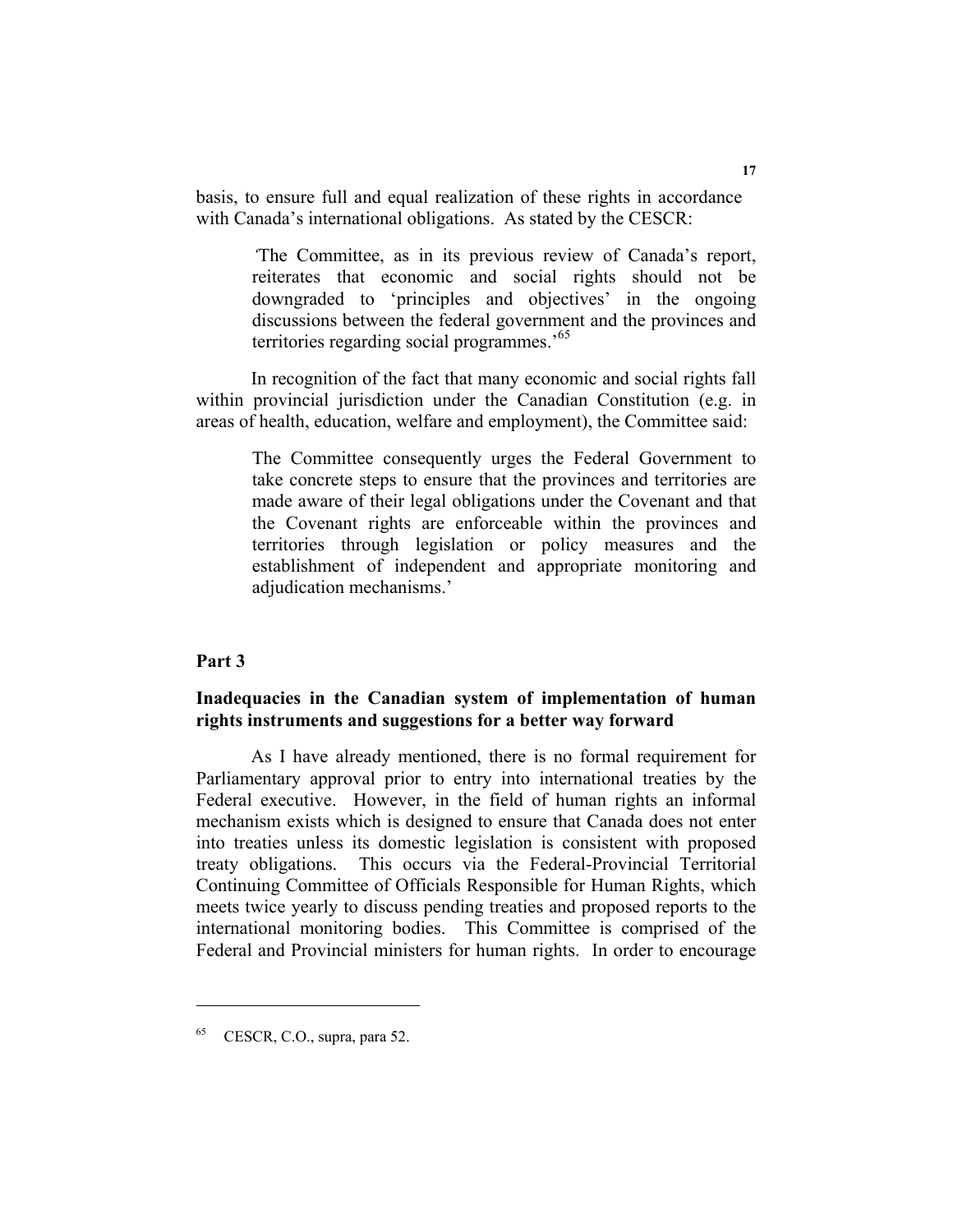basis, to ensure full and equal realization of these rights in accordance with Canada's international obligations. As stated by the CESCR:

> 'The Committee, as in its previous review of Canada's report, reiterates that economic and social rights should not be downgraded to 'principles and objectives' in the ongoing discussions between the federal government and the provinces and territories regarding social programmes.'[65]

In recognition of the fact that many economic and social rights fall within provincial jurisdiction under the Canadian Constitution (e.g. in areas of health, education, welfare and employment), the Committee said:

> The Committee consequently urges the Federal Government to take concrete steps to ensure that the provinces and territories are made aware of their legal obligations under the Covenant and that the Covenant rights are enforceable within the provinces and territories through legislation or policy measures and the establishment of independent and appropriate monitoring and adjudication mechanisms.'

## Part 3

### Inadequacies in the Canadian system of implementation of human rights instruments and suggestions for a better way forward

As I have already mentioned, there is no formal requirement for Parliamentary approval prior to entry into international treaties by the Federal executive. However, in the field of human rights an informal mechanism exists which is designed to ensure that Canada does not enter into treaties unless its domestic legislation is consistent with proposed treaty obligations. This occurs via the Federal-Provincial Territorial Continuing Committee of Officials Responsible for Human Rights, which meets twice yearly to discuss pending treaties and proposed reports to the international monitoring bodies. This Committee is comprised of the Federal and Provincial ministers for human rights. In order to encourage

---

[65] CESCR, C.O., supra, para 52.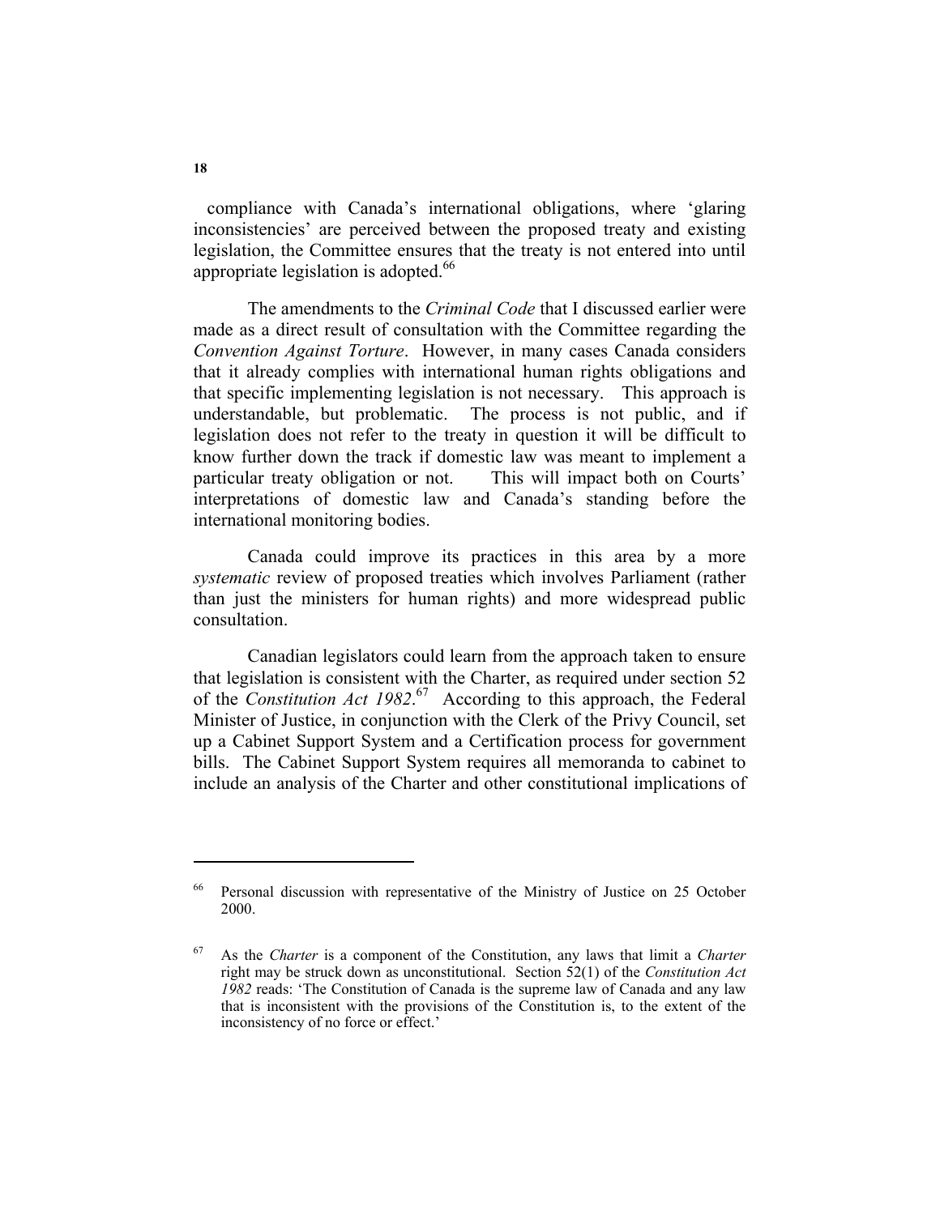compliance with Canada's international obligations, where 'glaring inconsistencies' are perceived between the proposed treaty and existing legislation, the Committee ensures that the treaty is not entered into until appropriate legislation is adopted.[66]

The amendments to the *Criminal Code* that I discussed earlier were made as a direct result of consultation with the Committee regarding the *Convention Against Torture*. However, in many cases Canada considers that it already complies with international human rights obligations and that specific implementing legislation is not necessary. This approach is understandable, but problematic. The process is not public, and if legislation does not refer to the treaty in question it will be difficult to know further down the track if domestic law was meant to implement a particular treaty obligation or not. This will impact both on Courts' interpretations of domestic law and Canada's standing before the international monitoring bodies.

Canada could improve its practices in this area by a more *systematic* review of proposed treaties which involves Parliament (rather than just the ministers for human rights) and more widespread public consultation.

Canadian legislators could learn from the approach taken to ensure that legislation is consistent with the Charter, as required under section 52 of the *Constitution Act 1982*.[67] According to this approach, the Federal Minister of Justice, in conjunction with the Clerk of the Privy Council, set up a Cabinet Support System and a Certification process for government bills. The Cabinet Support System requires all memoranda to cabinet to include an analysis of the Charter and other constitutional implications of

---

[66] Personal discussion with representative of the Ministry of Justice on 25 October 2000.

[67] As the *Charter* is a component of the Constitution, any laws that limit a *Charter* right may be struck down as unconstitutional. Section 52(1) of the *Constitution Act 1982* reads: 'The Constitution of Canada is the supreme law of Canada and any law that is inconsistent with the provisions of the Constitution is, to the extent of the inconsistency of no force or effect.'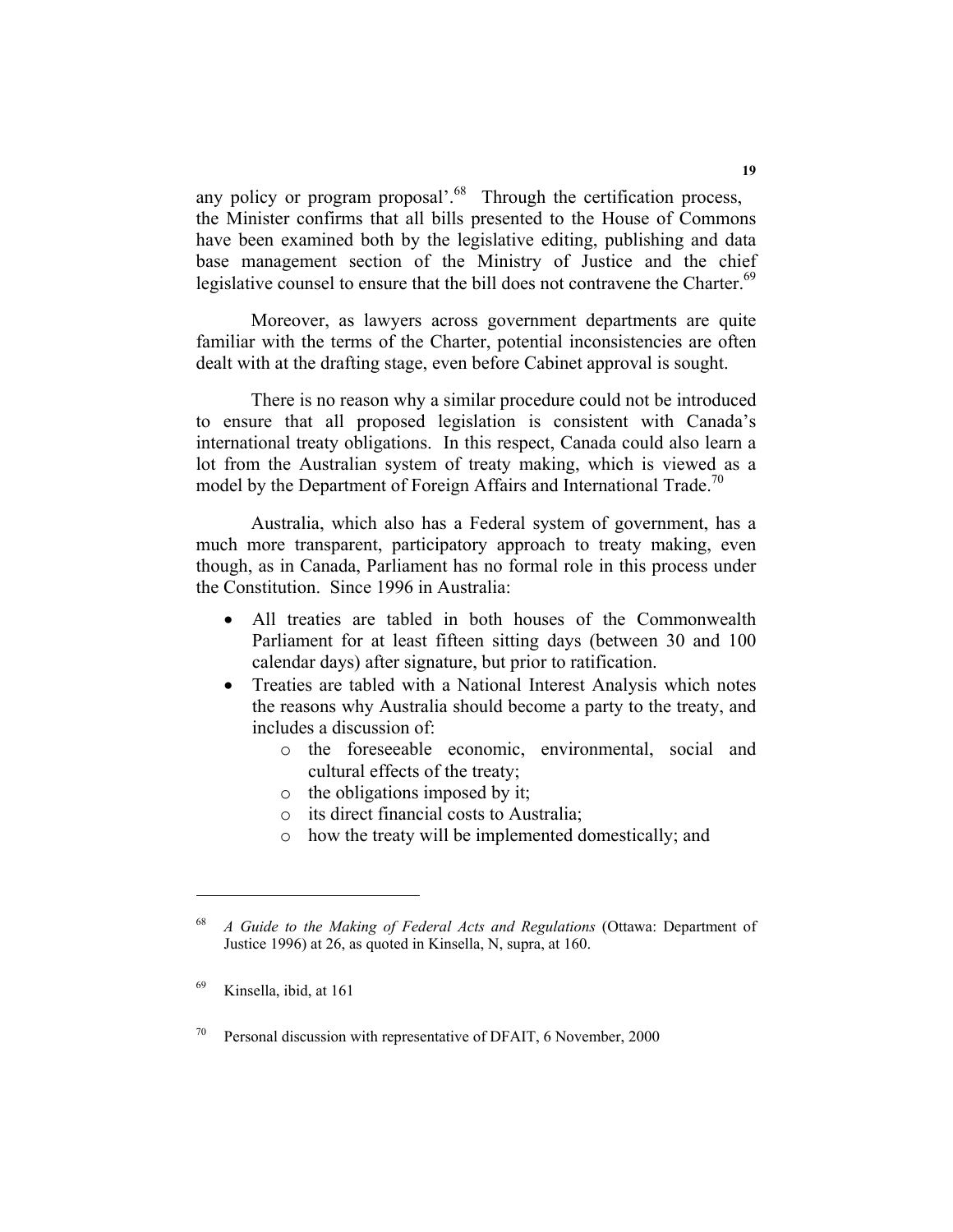any policy or program proposal'.[68] Through the certification process, the Minister confirms that all bills presented to the House of Commons have been examined both by the legislative editing, publishing and data base management section of the Ministry of Justice and the chief legislative counsel to ensure that the bill does not contravene the Charter.[69]

Moreover, as lawyers across government departments are quite familiar with the terms of the Charter, potential inconsistencies are often dealt with at the drafting stage, even before Cabinet approval is sought.

There is no reason why a similar procedure could not be introduced to ensure that all proposed legislation is consistent with Canada's international treaty obligations. In this respect, Canada could also learn a lot from the Australian system of treaty making, which is viewed as a model by the Department of Foreign Affairs and International Trade.[70]

Australia, which also has a Federal system of government, has a much more transparent, participatory approach to treaty making, even though, as in Canada, Parliament has no formal role in this process under the Constitution. Since 1996 in Australia:

- All treaties are tabled in both houses of the Commonwealth Parliament for at least fifteen sitting days (between 30 and 100 calendar days) after signature, but prior to ratification.
- Treaties are tabled with a National Interest Analysis which notes the reasons why Australia should become a party to the treaty, and includes a discussion of:
  - the foreseeable economic, environmental, social and cultural effects of the treaty;
  - the obligations imposed by it;
  - its direct financial costs to Australia;
  - how the treaty will be implemented domestically; and

---

[68] *A Guide to the Making of Federal Acts and Regulations* (Ottawa: Department of Justice 1996) at 26, as quoted in Kinsella, N, supra, at 160.

[69] Kinsella, ibid, at 161

[70] Personal discussion with representative of DFAIT, 6 November, 2000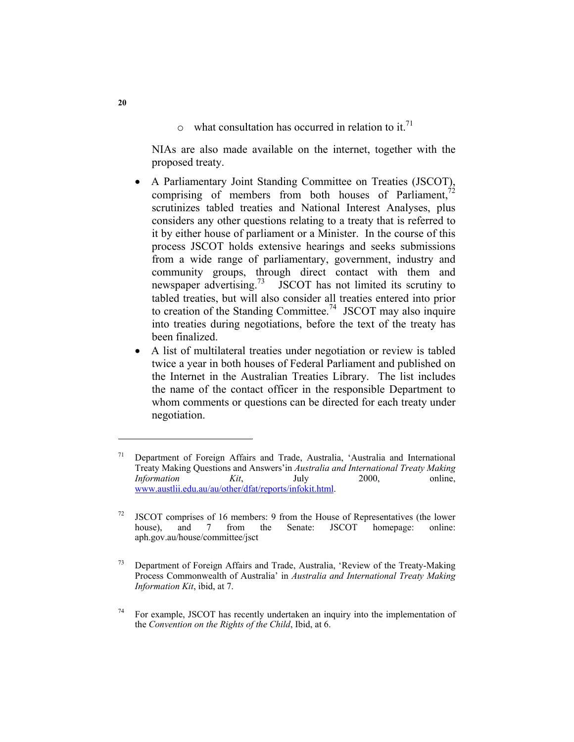- what consultation has occurred in relation to it.[71]

  NIAs are also made available on the internet, together with the proposed treaty.

- A Parliamentary Joint Standing Committee on Treaties (JSCOT), comprising of members from both houses of Parliament,[72] scrutinizes tabled treaties and National Interest Analyses, plus considers any other questions relating to a treaty that is referred to it by either house of parliament or a Minister. In the course of this process JSCOT holds extensive hearings and seeks submissions from a wide range of parliamentary, government, industry and community groups, through direct contact with them and newspaper advertising.[73] JSCOT has not limited its scrutiny to tabled treaties, but will also consider all treaties entered into prior to creation of the Standing Committee.[74] JSCOT may also inquire into treaties during negotiations, before the text of the treaty has been finalized.
- A list of multilateral treaties under negotiation or review is tabled twice a year in both houses of Federal Parliament and published on the Internet in the Australian Treaties Library. The list includes the name of the contact officer in the responsible Department to whom comments or questions can be directed for each treaty under negotiation.

---

[71] Department of Foreign Affairs and Trade, Australia, 'Australia and International Treaty Making Questions and Answers' in *Australia and International Treaty Making Information Kit*, July 2000, online, www.austlii.edu.au/au/other/dfat/reports/infokit.html.

[72] JSCOT comprises of 16 members: 9 from the House of Representatives (the lower house), and 7 from the Senate: JSCOT homepage: online: aph.gov.au/house/committee/jsct

[73] Department of Foreign Affairs and Trade, Australia, 'Review of the Treaty-Making Process Commonwealth of Australia' in *Australia and International Treaty Making Information Kit*, ibid, at 7.

[74] For example, JSCOT has recently undertaken an inquiry into the implementation of the *Convention on the Rights of the Child*, Ibid, at 6.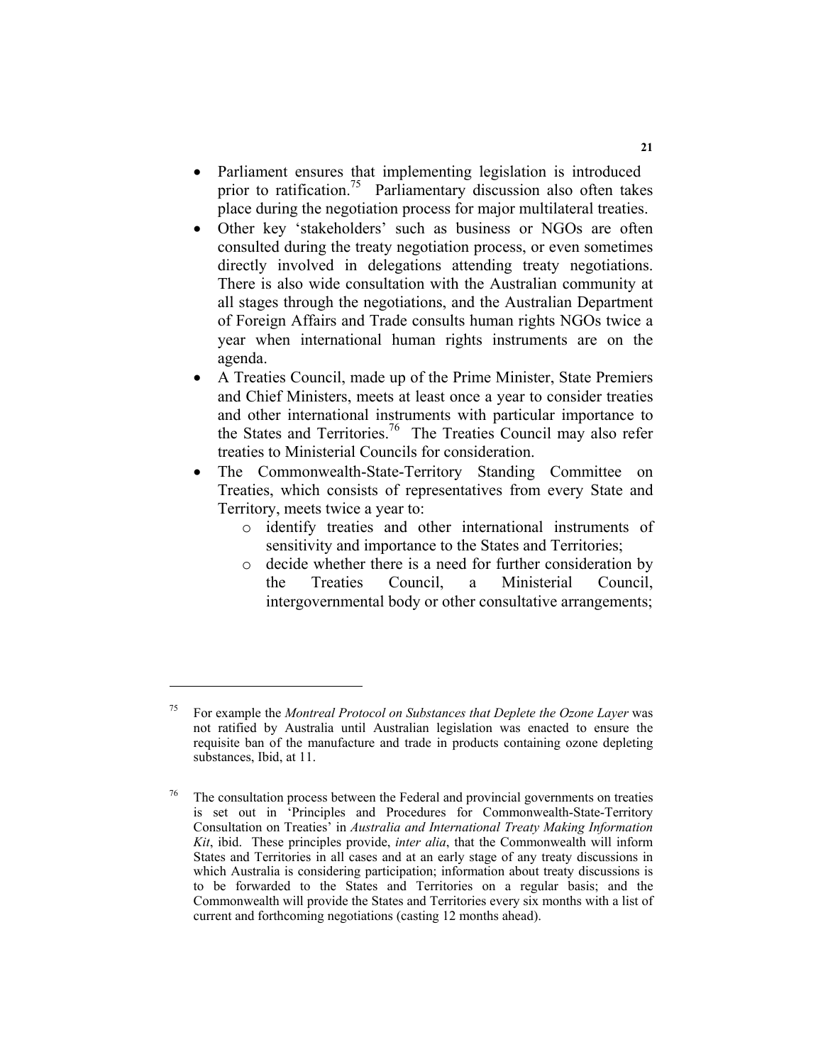- Parliament ensures that implementing legislation is introduced prior to ratification.[75] Parliamentary discussion also often takes place during the negotiation process for major multilateral treaties.
- Other key 'stakeholders' such as business or NGOs are often consulted during the treaty negotiation process, or even sometimes directly involved in delegations attending treaty negotiations. There is also wide consultation with the Australian community at all stages through the negotiations, and the Australian Department of Foreign Affairs and Trade consults human rights NGOs twice a year when international human rights instruments are on the agenda.
- A Treaties Council, made up of the Prime Minister, State Premiers and Chief Ministers, meets at least once a year to consider treaties and other international instruments with particular importance to the States and Territories.[76] The Treaties Council may also refer treaties to Ministerial Councils for consideration.
- The Commonwealth-State-Territory Standing Committee on Treaties, which consists of representatives from every State and Territory, meets twice a year to:
  - identify treaties and other international instruments of sensitivity and importance to the States and Territories;
  - decide whether there is a need for further consideration by the Treaties Council, a Ministerial Council, intergovernmental body or other consultative arrangements;

---

[75] For example the *Montreal Protocol on Substances that Deplete the Ozone Layer* was not ratified by Australia until Australian legislation was enacted to ensure the requisite ban of the manufacture and trade in products containing ozone depleting substances, Ibid, at 11.

[76] The consultation process between the Federal and provincial governments on treaties is set out in 'Principles and Procedures for Commonwealth-State-Territory Consultation on Treaties' in *Australia and International Treaty Making Information Kit*, ibid. These principles provide, *inter alia*, that the Commonwealth will inform States and Territories in all cases and at an early stage of any treaty discussions in which Australia is considering participation; information about treaty discussions is to be forwarded to the States and Territories on a regular basis; and the Commonwealth will provide the States and Territories every six months with a list of current and forthcoming negotiations (casting 12 months ahead).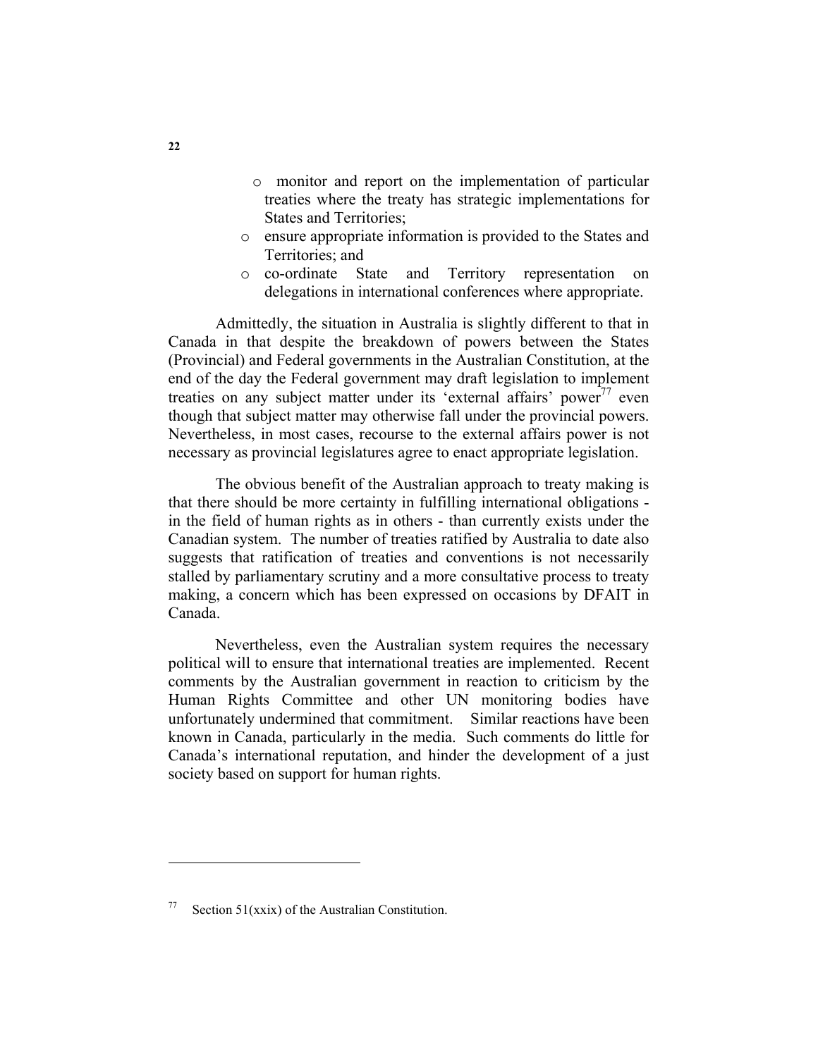- monitor and report on the implementation of particular treaties where the treaty has strategic implementations for States and Territories;
- ensure appropriate information is provided to the States and Territories; and
- co-ordinate State and Territory representation on delegations in international conferences where appropriate.

Admittedly, the situation in Australia is slightly different to that in Canada in that despite the breakdown of powers between the States (Provincial) and Federal governments in the Australian Constitution, at the end of the day the Federal government may draft legislation to implement treaties on any subject matter under its 'external affairs' power[77] even though that subject matter may otherwise fall under the provincial powers. Nevertheless, in most cases, recourse to the external affairs power is not necessary as provincial legislatures agree to enact appropriate legislation.

The obvious benefit of the Australian approach to treaty making is that there should be more certainty in fulfilling international obligations - in the field of human rights as in others - than currently exists under the Canadian system. The number of treaties ratified by Australia to date also suggests that ratification of treaties and conventions is not necessarily stalled by parliamentary scrutiny and a more consultative process to treaty making, a concern which has been expressed on occasions by DFAIT in Canada.

Nevertheless, even the Australian system requires the necessary political will to ensure that international treaties are implemented. Recent comments by the Australian government in reaction to criticism by the Human Rights Committee and other UN monitoring bodies have unfortunately undermined that commitment. Similar reactions have been known in Canada, particularly in the media. Such comments do little for Canada's international reputation, and hinder the development of a just society based on support for human rights.

---

[77] Section 51(xxix) of the Australian Constitution.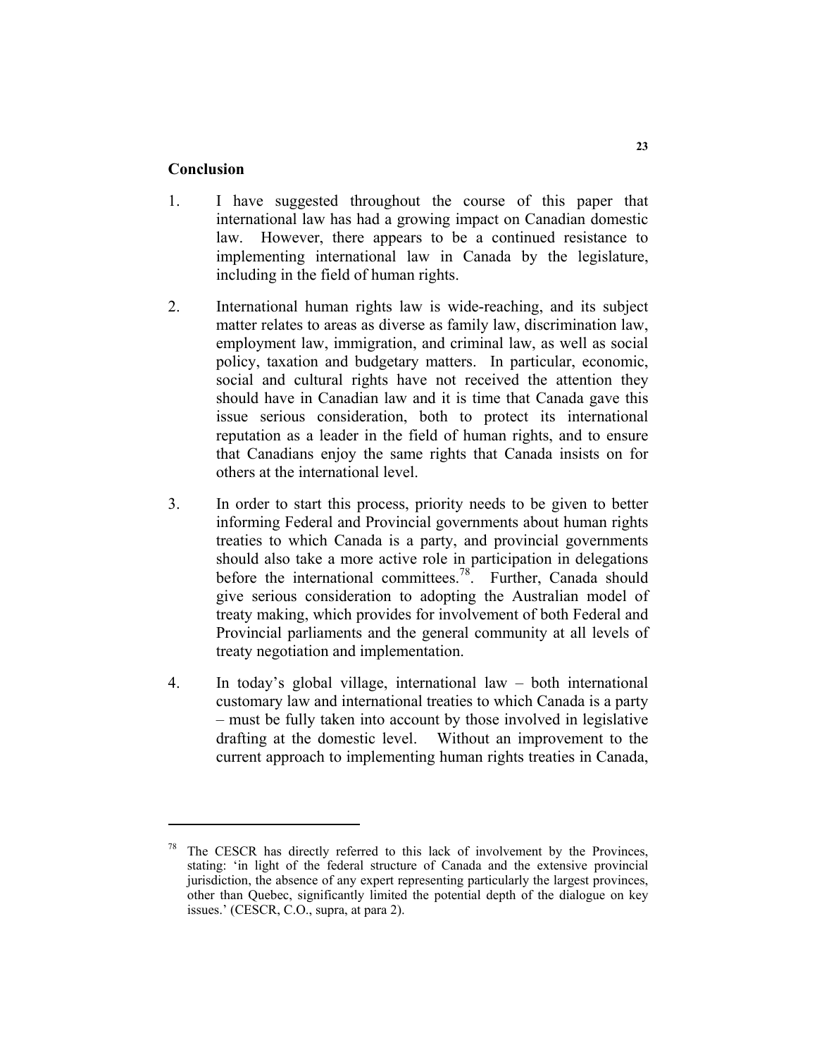## Conclusion

1. I have suggested throughout the course of this paper that international law has had a growing impact on Canadian domestic law. However, there appears to be a continued resistance to implementing international law in Canada by the legislature, including in the field of human rights.

2. International human rights law is wide-reaching, and its subject matter relates to areas as diverse as family law, discrimination law, employment law, immigration, and criminal law, as well as social policy, taxation and budgetary matters. In particular, economic, social and cultural rights have not received the attention they should have in Canadian law and it is time that Canada gave this issue serious consideration, both to protect its international reputation as a leader in the field of human rights, and to ensure that Canadians enjoy the same rights that Canada insists on for others at the international level.

3. In order to start this process, priority needs to be given to better informing Federal and Provincial governments about human rights treaties to which Canada is a party, and provincial governments should also take a more active role in participation in delegations before the international committees.[78]. Further, Canada should give serious consideration to adopting the Australian model of treaty making, which provides for involvement of both Federal and Provincial parliaments and the general community at all levels of treaty negotiation and implementation.

4. In today's global village, international law – both international customary law and international treaties to which Canada is a party – must be fully taken into account by those involved in legislative drafting at the domestic level. Without an improvement to the current approach to implementing human rights treaties in Canada,

---

[78] The CESCR has directly referred to this lack of involvement by the Provinces, stating: 'in light of the federal structure of Canada and the extensive provincial jurisdiction, the absence of any expert representing particularly the largest provinces, other than Quebec, significantly limited the potential depth of the dialogue on key issues.' (CESCR, C.O., supra, at para 2).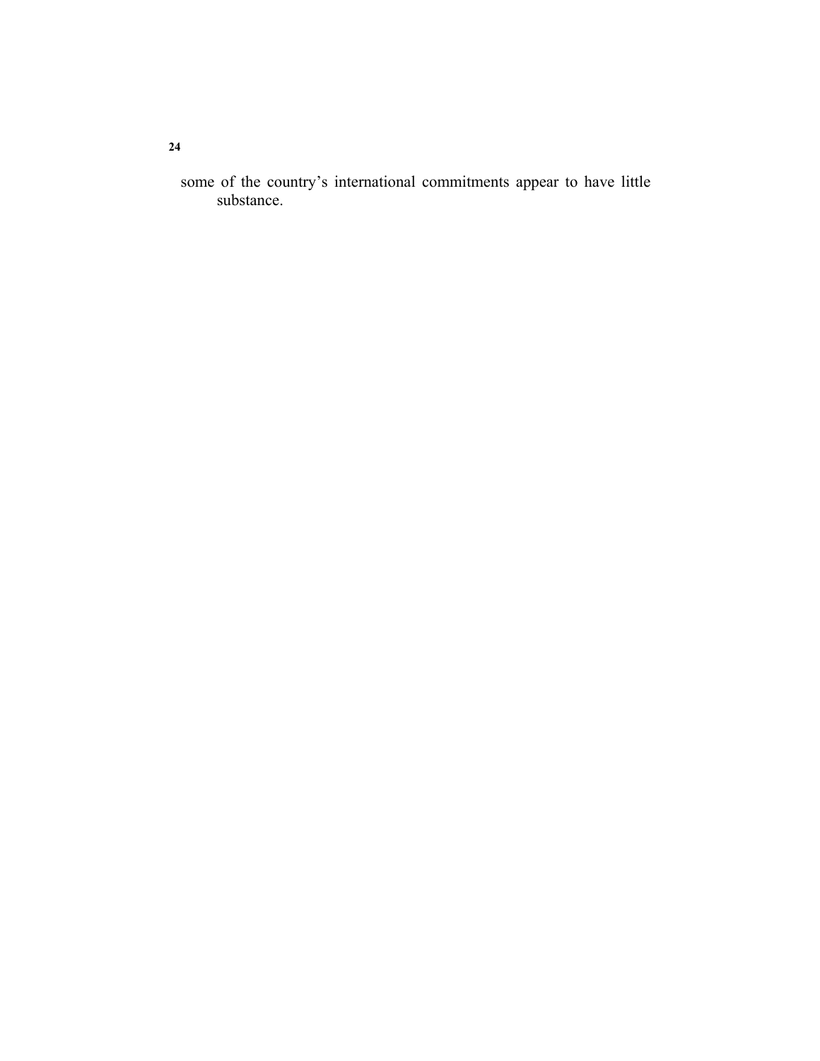some of the country's international commitments appear to have little substance.